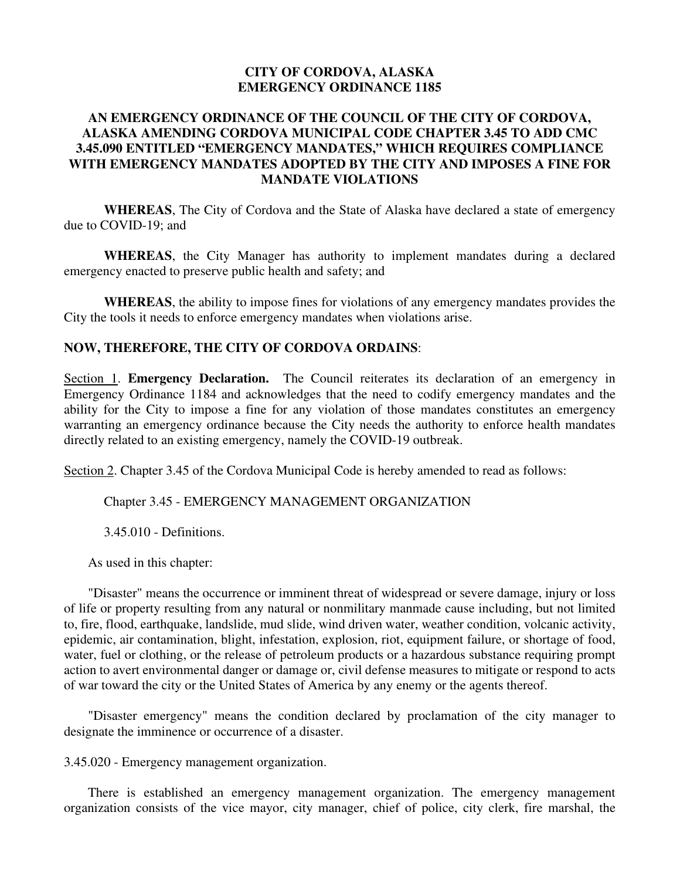# CITY OF CORDOVA, ALASKA
# EMERGENCY ORDINANCE 1185

## AN EMERGENCY ORDINANCE OF THE COUNCIL OF THE CITY OF CORDOVA, ALASKA AMENDING CORDOVA MUNICIPAL CODE CHAPTER 3.45 TO ADD CMC 3.45.090 ENTITLED "EMERGENCY MANDATES," WHICH REQUIRES COMPLIANCE WITH EMERGENCY MANDATES ADOPTED BY THE CITY AND IMPOSES A FINE FOR MANDATE VIOLATIONS

**WHEREAS**, The City of Cordova and the State of Alaska have declared a state of emergency due to COVID-19; and

**WHEREAS**, the City Manager has authority to implement mandates during a declared emergency enacted to preserve public health and safety; and

**WHEREAS**, the ability to impose fines for violations of any emergency mandates provides the City the tools it needs to enforce emergency mandates when violations arise.

**NOW, THEREFORE, THE CITY OF CORDOVA ORDAINS**:

Section 1. **Emergency Declaration.** The Council reiterates its declaration of an emergency in Emergency Ordinance 1184 and acknowledges that the need to codify emergency mandates and the ability for the City to impose a fine for any violation of those mandates constitutes an emergency warranting an emergency ordinance because the City needs the authority to enforce health mandates directly related to an existing emergency, namely the COVID-19 outbreak.

Section 2. Chapter 3.45 of the Cordova Municipal Code is hereby amended to read as follows:

Chapter 3.45 - EMERGENCY MANAGEMENT ORGANIZATION

3.45.010 - Definitions.

As used in this chapter:

"Disaster" means the occurrence or imminent threat of widespread or severe damage, injury or loss of life or property resulting from any natural or nonmilitary manmade cause including, but not limited to, fire, flood, earthquake, landslide, mud slide, wind driven water, weather condition, volcanic activity, epidemic, air contamination, blight, infestation, explosion, riot, equipment failure, or shortage of food, water, fuel or clothing, or the release of petroleum products or a hazardous substance requiring prompt action to avert environmental danger or damage or, civil defense measures to mitigate or respond to acts of war toward the city or the United States of America by any enemy or the agents thereof.

"Disaster emergency" means the condition declared by proclamation of the city manager to designate the imminence or occurrence of a disaster.

3.45.020 - Emergency management organization.

There is established an emergency management organization. The emergency management organization consists of the vice mayor, city manager, chief of police, city clerk, fire marshal, the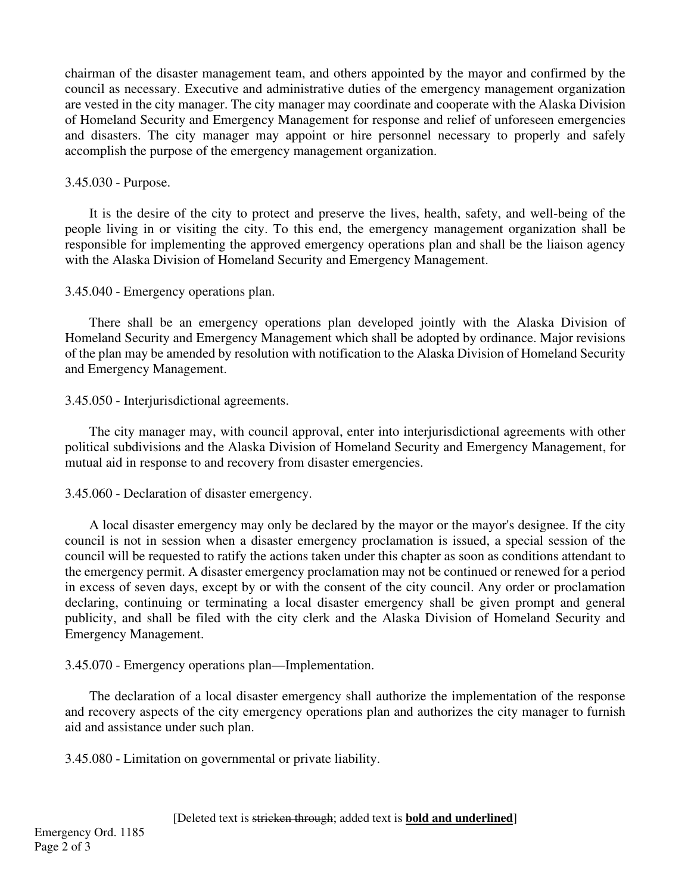chairman of the disaster management team, and others appointed by the mayor and confirmed by the council as necessary. Executive and administrative duties of the emergency management organization are vested in the city manager. The city manager may coordinate and cooperate with the Alaska Division of Homeland Security and Emergency Management for response and relief of unforeseen emergencies and disasters. The city manager may appoint or hire personnel necessary to properly and safely accomplish the purpose of the emergency management organization.

3.45.030 - Purpose.

It is the desire of the city to protect and preserve the lives, health, safety, and well-being of the people living in or visiting the city. To this end, the emergency management organization shall be responsible for implementing the approved emergency operations plan and shall be the liaison agency with the Alaska Division of Homeland Security and Emergency Management.

3.45.040 - Emergency operations plan.

There shall be an emergency operations plan developed jointly with the Alaska Division of Homeland Security and Emergency Management which shall be adopted by ordinance. Major revisions of the plan may be amended by resolution with notification to the Alaska Division of Homeland Security and Emergency Management.

3.45.050 - Interjurisdictional agreements.

The city manager may, with council approval, enter into interjurisdictional agreements with other political subdivisions and the Alaska Division of Homeland Security and Emergency Management, for mutual aid in response to and recovery from disaster emergencies.

3.45.060 - Declaration of disaster emergency.

A local disaster emergency may only be declared by the mayor or the mayor's designee. If the city council is not in session when a disaster emergency proclamation is issued, a special session of the council will be requested to ratify the actions taken under this chapter as soon as conditions attendant to the emergency permit. A disaster emergency proclamation may not be continued or renewed for a period in excess of seven days, except by or with the consent of the city council. Any order or proclamation declaring, continuing or terminating a local disaster emergency shall be given prompt and general publicity, and shall be filed with the city clerk and the Alaska Division of Homeland Security and Emergency Management.

3.45.070 - Emergency operations plan—Implementation.

The declaration of a local disaster emergency shall authorize the implementation of the response and recovery aspects of the city emergency operations plan and authorizes the city manager to furnish aid and assistance under such plan.

3.45.080 - Limitation on governmental or private liability.

[Deleted text is ~~stricken through~~; added text is **<u>bold and underlined</u>**]

Emergency Ord. 1185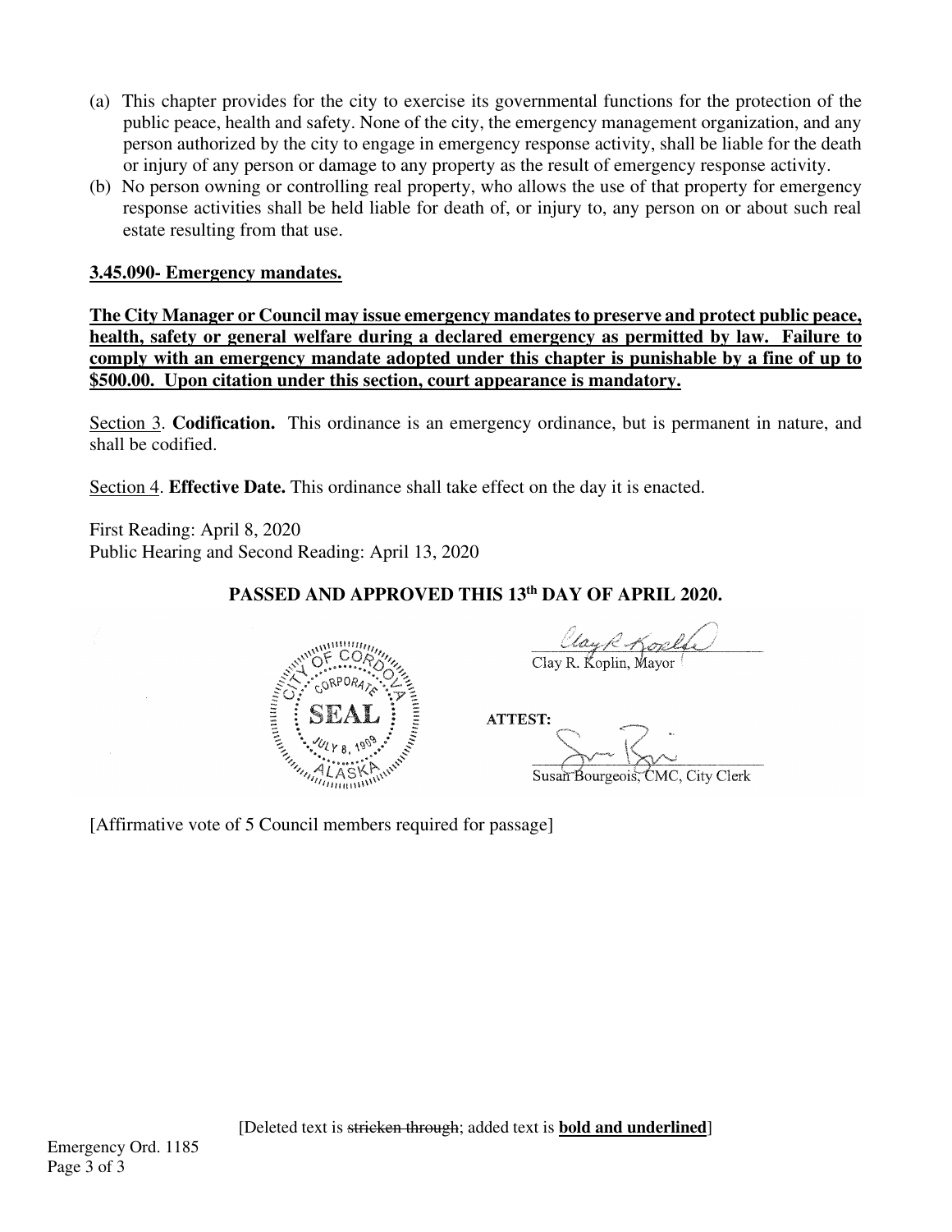(a) This chapter provides for the city to exercise its governmental functions for the protection of the public peace, health and safety. None of the city, the emergency management organization, and any person authorized by the city to engage in emergency response activity, shall be liable for the death or injury of any person or damage to any property as the result of emergency response activity.

(b) No person owning or controlling real property, who allows the use of that property for emergency response activities shall be held liable for death of, or injury to, any person on or about such real estate resulting from that use.

<u>**3.45.090- Emergency mandates.**</u>

<u>**The City Manager or Council may issue emergency mandates to preserve and protect public peace, health, safety or general welfare during a declared emergency as permitted by law. Failure to comply with an emergency mandate adopted under this chapter is punishable by a fine of up to $500.00. Upon citation under this section, court appearance is mandatory.**</u>

<u>Section 3</u>. **Codification.** This ordinance is an emergency ordinance, but is permanent in nature, and shall be codified.

<u>Section 4</u>. **Effective Date.** This ordinance shall take effect on the day it is enacted.

First Reading: April 8, 2020
Public Hearing and Second Reading: April 13, 2020

**PASSED AND APPROVED THIS 13th DAY OF APRIL 2020.**

CITY OF CORDOVA CORPORATE SEAL JULY 8, 1909 ALASKA

Clay R. Koplin, Mayor

**ATTEST:**

Susan Bourgeois, CMC, City Clerk

[Affirmative vote of 5 Council members required for passage]

[Deleted text is ~~stricken through~~; added text is <u>**bold and underlined**</u>]